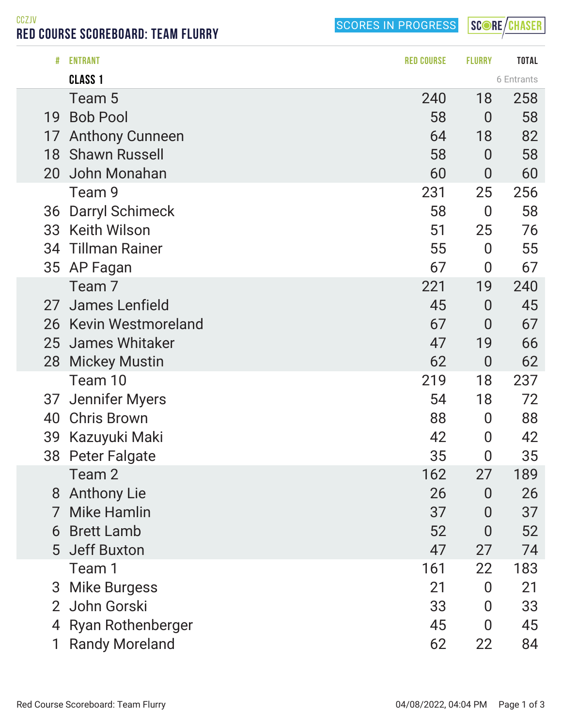CCZJV

# RED COURSE SCOREBOARD: TEAM FLURRY

SCORES IN PROGRESS

| # | ENTRANT | RED COURSE | FLURRY | TOTAL |
|---|---|---|---|---|
| | **CLASS 1** | | | 6 Entrants |
| | Team 5 | 240 | 18 | 258 |
| 19 | Bob Pool | 58 | 0 | 58 |
| 17 | Anthony Cunneen | 64 | 18 | 82 |
| 18 | Shawn Russell | 58 | 0 | 58 |
| 20 | John Monahan | 60 | 0 | 60 |
| | Team 9 | 231 | 25 | 256 |
| 36 | Darryl Schimeck | 58 | 0 | 58 |
| 33 | Keith Wilson | 51 | 25 | 76 |
| 34 | Tillman Rainer | 55 | 0 | 55 |
| 35 | AP Fagan | 67 | 0 | 67 |
| | Team 7 | 221 | 19 | 240 |
| 27 | James Lenfield | 45 | 0 | 45 |
| 26 | Kevin Westmoreland | 67 | 0 | 67 |
| 25 | James Whitaker | 47 | 19 | 66 |
| 28 | Mickey Mustin | 62 | 0 | 62 |
| | Team 10 | 219 | 18 | 237 |
| 37 | Jennifer Myers | 54 | 18 | 72 |
| 40 | Chris Brown | 88 | 0 | 88 |
| 39 | Kazuyuki Maki | 42 | 0 | 42 |
| 38 | Peter Falgate | 35 | 0 | 35 |
| | Team 2 | 162 | 27 | 189 |
| 8 | Anthony Lie | 26 | 0 | 26 |
| 7 | Mike Hamlin | 37 | 0 | 37 |
| 6 | Brett Lamb | 52 | 0 | 52 |
| 5 | Jeff Buxton | 47 | 27 | 74 |
| | Team 1 | 161 | 22 | 183 |
| 3 | Mike Burgess | 21 | 0 | 21 |
| 2 | John Gorski | 33 | 0 | 33 |
| 4 | Ryan Rothenberger | 45 | 0 | 45 |
| 1 | Randy Moreland | 62 | 22 | 84 |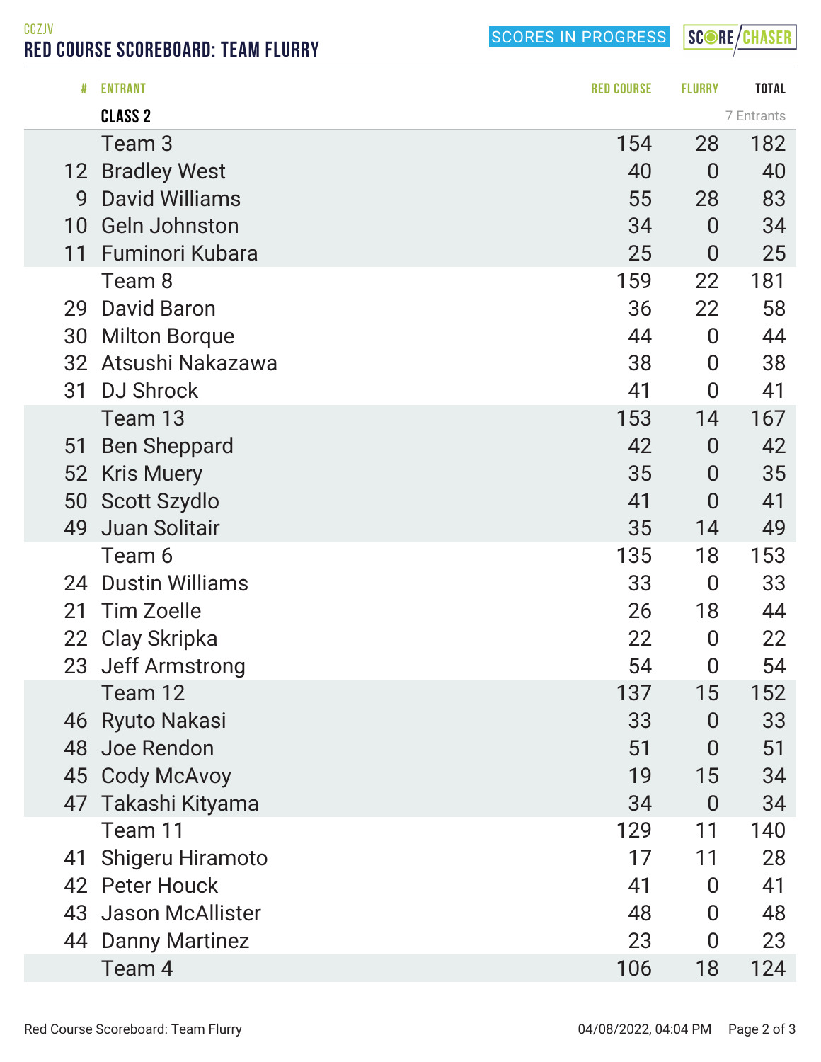CCZJV

# RED COURSE SCOREBOARD: TEAM FLURRY

SCORES IN PROGRESS

| # | ENTRANT | RED COURSE | FLURRY | TOTAL |
|---|---|---|---|---|
| | **CLASS 2** | | | 7 Entrants |
| | Team 3 | 154 | 28 | 182 |
| 12 | Bradley West | 40 | 0 | 40 |
| 9 | David Williams | 55 | 28 | 83 |
| 10 | Geln Johnston | 34 | 0 | 34 |
| 11 | Fuminori Kubara | 25 | 0 | 25 |
| | Team 8 | 159 | 22 | 181 |
| 29 | David Baron | 36 | 22 | 58 |
| 30 | Milton Borque | 44 | 0 | 44 |
| 32 | Atsushi Nakazawa | 38 | 0 | 38 |
| 31 | DJ Shrock | 41 | 0 | 41 |
| | Team 13 | 153 | 14 | 167 |
| 51 | Ben Sheppard | 42 | 0 | 42 |
| 52 | Kris Muery | 35 | 0 | 35 |
| 50 | Scott Szydlo | 41 | 0 | 41 |
| 49 | Juan Solitair | 35 | 14 | 49 |
| | Team 6 | 135 | 18 | 153 |
| 24 | Dustin Williams | 33 | 0 | 33 |
| 21 | Tim Zoelle | 26 | 18 | 44 |
| 22 | Clay Skripka | 22 | 0 | 22 |
| 23 | Jeff Armstrong | 54 | 0 | 54 |
| | Team 12 | 137 | 15 | 152 |
| 46 | Ryuto Nakasi | 33 | 0 | 33 |
| 48 | Joe Rendon | 51 | 0 | 51 |
| 45 | Cody McAvoy | 19 | 15 | 34 |
| 47 | Takashi Kityama | 34 | 0 | 34 |
| | Team 11 | 129 | 11 | 140 |
| 41 | Shigeru Hiramoto | 17 | 11 | 28 |
| 42 | Peter Houck | 41 | 0 | 41 |
| 43 | Jason McAllister | 48 | 0 | 48 |
| 44 | Danny Martinez | 23 | 0 | 23 |
| | Team 4 | 106 | 18 | 124 |

Red Course Scoreboard: Team Flurry 04/08/2022, 04:04 PM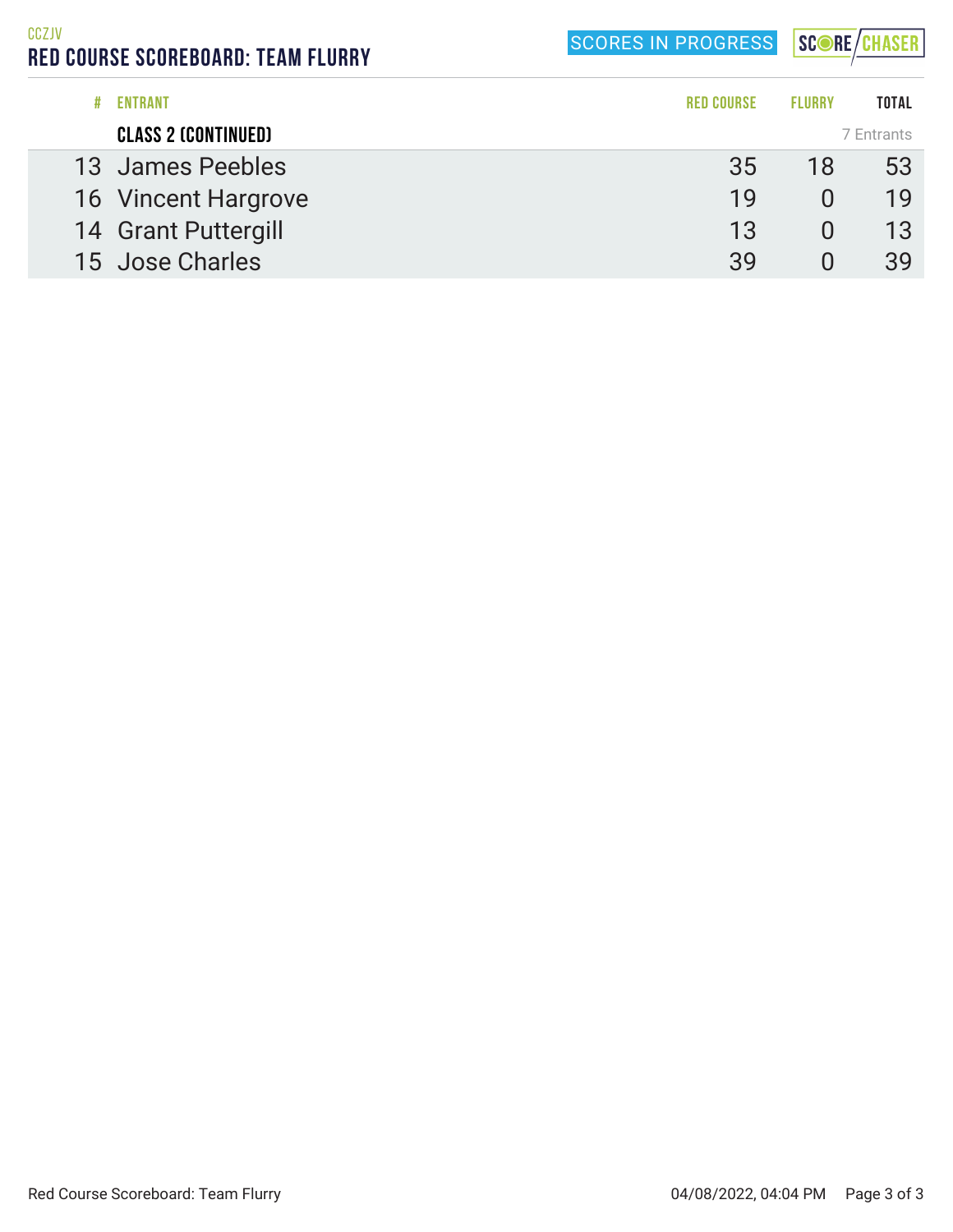CCZJV

# RED COURSE SCOREBOARD: TEAM FLURRY

SCORES IN PROGRESS

| # | ENTRANT | RED COURSE | FLURRY | TOTAL |
|---|---|---|---|---|
| | **CLASS 2 (CONTINUED)** | | | 7 Entrants |
| 13 | James Peebles | 35 | 18 | 53 |
| 16 | Vincent Hargrove | 19 | 0 | 19 |
| 14 | Grant Puttergill | 13 | 0 | 13 |
| 15 | Jose Charles | 39 | 0 | 39 |

Red Course Scoreboard: Team Flurry 04/08/2022, 04:04 PM